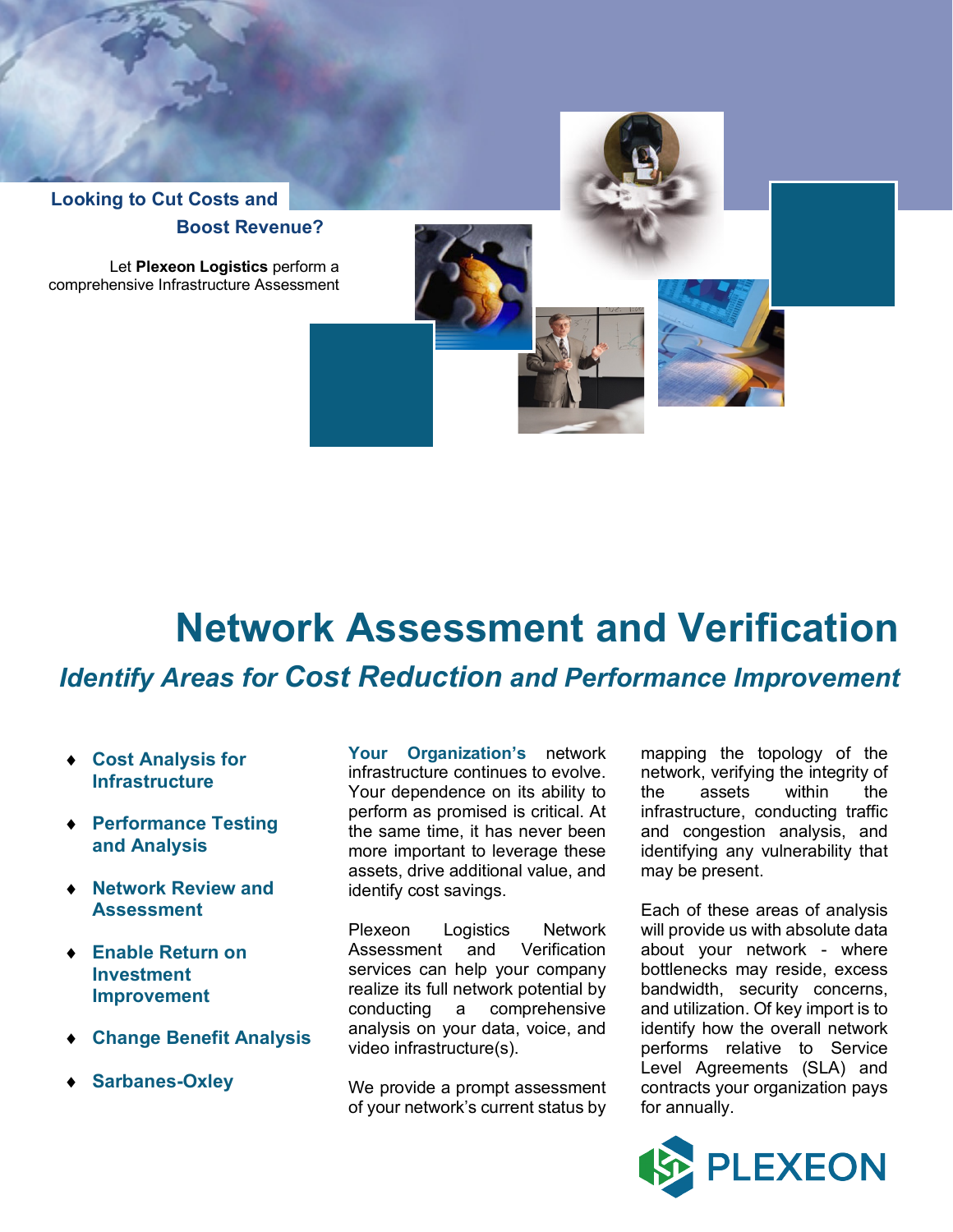**Looking to Cut Costs and Boost Revenue?**

Let **Plexeon Logistics** perform a comprehensive Infrastructure Assessment

# Network Assessment and Verification

## *Identify Areas for Cost Reduction and Performance Improvement*

- **Cost Analysis for Infrastructure**
- **Performance Testing and Analysis**
- **Network Review and Assessment**
- **Enable Return on Investment Improvement**
- **Change Benefit Analysis**
- **Sarbanes-Oxley**

**Your Organization's** network infrastructure continues to evolve. Your dependence on its ability to perform as promised is critical. At the same time, it has never been more important to leverage these assets, drive additional value, and identify cost savings.

Plexeon Logistics Network Assessment and Verification services can help your company realize its full network potential by conducting a comprehensive analysis on your data, voice, and video infrastructure(s).

We provide a prompt assessment of your network's current status by mapping the topology of the network, verifying the integrity of the assets within the infrastructure, conducting traffic and congestion analysis, and identifying any vulnerability that may be present.

Each of these areas of analysis will provide us with absolute data about your network - where bottlenecks may reside, excess bandwidth, security concerns, and utilization. Of key import is to identify how the overall network performs relative to Service Level Agreements (SLA) and contracts your organization pays for annually.

PLEXEON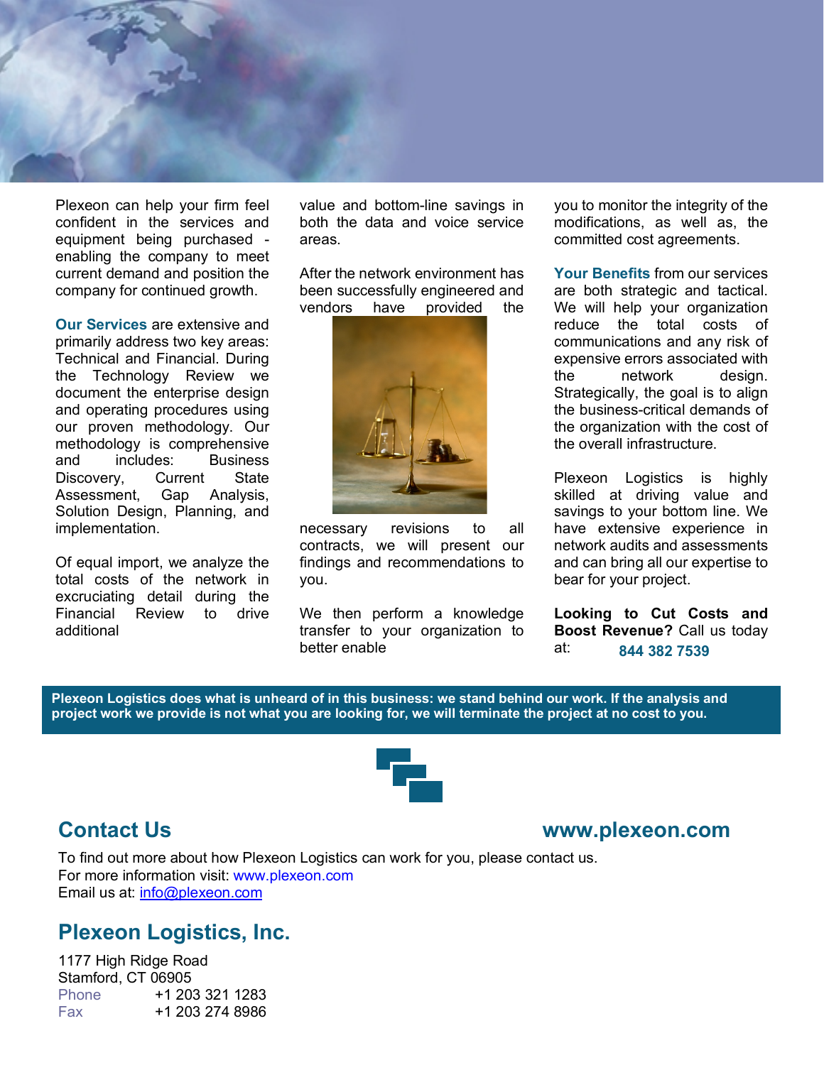Plexeon can help your firm feel confident in the services and equipment being purchased - enabling the company to meet current demand and position the company for continued growth.

**Our Services** are extensive and primarily address two key areas: Technical and Financial. During the Technology Review we document the enterprise design and operating procedures using our proven methodology. Our methodology is comprehensive and includes: Business Discovery, Current State Assessment, Gap Analysis, Solution Design, Planning, and implementation.

Of equal import, we analyze the total costs of the network in excruciating detail during the Financial Review to drive additional value and bottom-line savings in both the data and voice service areas.

After the network environment has been successfully engineered and vendors have provided the necessary revisions to all contracts, we will present our findings and recommendations to you.

We then perform a knowledge transfer to your organization to better enable you to monitor the integrity of the modifications, as well as, the committed cost agreements.

**Your Benefits** from our services are both strategic and tactical. We will help your organization reduce the total costs of communications and any risk of expensive errors associated with the network design. Strategically, the goal is to align the business-critical demands of the organization with the cost of the overall infrastructure.

Plexeon Logistics is highly skilled at driving value and savings to your bottom line. We have extensive experience in network audits and assessments and can bring all our expertise to bear for your project.

**Looking to Cut Costs and Boost Revenue?** Call us today at: **844 382 7539**

**Plexeon Logistics does what is unheard of in this business: we stand behind our work. If the analysis and project work we provide is not what you are looking for, we will terminate the project at no cost to you.**

## Contact Us

**www.plexeon.com**

To find out more about how Plexeon Logistics can work for you, please contact us.
For more information visit: www.plexeon.com
Email us at: info@plexeon.com

## Plexeon Logistics, Inc.

1177 High Ridge Road
Stamford, CT 06905
Phone +1 203 321 1283
Fax +1 203 274 8986